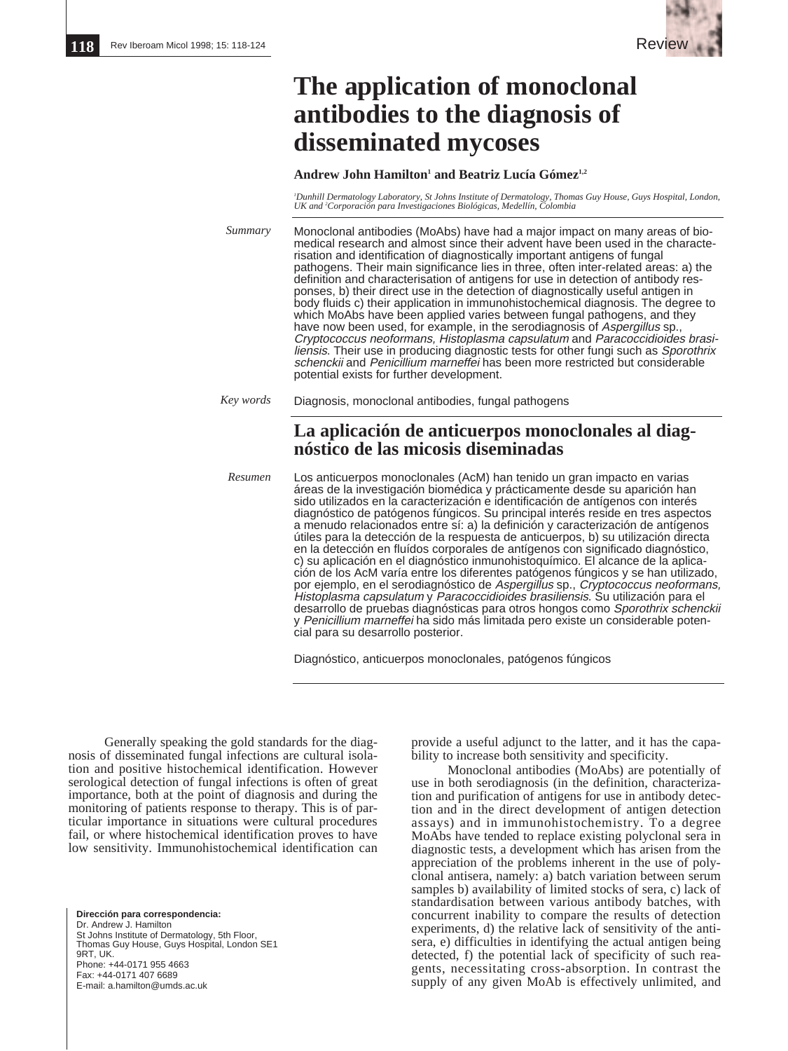Review

# The application of monoclonal antibodies to the diagnosis of disseminated mycoses

**Andrew John Hamilton[1] and Beatriz Lucía Gómez[1,2]**

*[1]Dunhill Dermatology Laboratory, St Johns Institute of Dermatology, Thomas Guy House, Guys Hospital, London, UK and [2]Corporación para Investigaciones Biológicas, Medellín, Colombia*

*Summary* Monoclonal antibodies (MoAbs) have had a major impact on many areas of biomedical research and almost since their advent have been used in the characterisation and identification of diagnostically important antigens of fungal pathogens. Their main significance lies in three, often inter-related areas: a) the definition and characterisation of antigens for use in detection of antibody responses, b) their direct use in the detection of diagnostically useful antigen in body fluids c) their application in immunohistochemical diagnosis. The degree to which MoAbs have been applied varies between fungal pathogens, and they have now been used, for example, in the serodiagnosis of *Aspergillus* sp., *Cryptococcus neoformans, Histoplasma capsulatum* and *Paracoccidioides brasiliensis*. Their use in producing diagnostic tests for other fungi such as *Sporothrix schenckii* and *Penicillium marneffei* has been more restricted but considerable potential exists for further development.

*Key words* Diagnosis, monoclonal antibodies, fungal pathogens

## La aplicación de anticuerpos monoclonales al diagnóstico de las micosis diseminadas

*Resumen* Los anticuerpos monoclonales (AcM) han tenido un gran impacto en varias áreas de la investigación biomédica y prácticamente desde su aparición han sido utilizados en la caracterización e identificación de antígenos con interés diagnóstico de patógenos fúngicos. Su principal interés reside en tres aspectos a menudo relacionados entre sí: a) la definición y caracterización de antígenos útiles para la detección de la respuesta de anticuerpos, b) su utilización directa en la detección en fluídos corporales de antígenos con significado diagnóstico, c) su aplicación en el diagnóstico inmunohistoquímico. El alcance de la aplicación de los AcM varía entre los diferentes patógenos fúngicos y se han utilizado, por ejemplo, en el serodiagnóstico de *Aspergillus* sp., *Cryptococcus neoformans, Histoplasma capsulatum* y *Paracoccidioides brasiliensis*. Su utilización para el desarrollo de pruebas diagnósticas para otros hongos como *Sporothrix schenckii* y *Penicillium marneffei* ha sido más limitada pero existe un considerable potencial para su desarrollo posterior.

Diagnóstico, anticuerpos monoclonales, patógenos fúngicos

Generally speaking the gold standards for the diagnosis of disseminated fungal infections are cultural isolation and positive histochemical identification. However serological detection of fungal infections is often of great importance, both at the point of diagnosis and during the monitoring of patients response to therapy. This is of particular importance in situations were cultural procedures fail, or where histochemical identification proves to have low sensitivity. Immunohistochemical identification can provide a useful adjunct to the latter, and it has the capability to increase both sensitivity and specificity.

Monoclonal antibodies (MoAbs) are potentially of use in both serodiagnosis (in the definition, characterization and purification of antigens for use in antibody detection and in the direct development of antigen detection assays) and in immunohistochemistry. To a degree MoAbs have tended to replace existing polyclonal sera in diagnostic tests, a development which has arisen from the appreciation of the problems inherent in the use of polyclonal antisera, namely: a) batch variation between serum samples b) availability of limited stocks of sera, c) lack of standardisation between various antibody batches, with concurrent inability to compare the results of detection experiments, d) the relative lack of sensitivity of the antisera, e) difficulties in identifying the actual antigen being detected, f) the potential lack of specificity of such reagents, necessitating cross-absorption. In contrast the supply of any given MoAb is effectively unlimited, and

**Dirección para correspondencia:**
Dr. Andrew J. Hamilton
St Johns Institute of Dermatology, 5th Floor,
Thomas Guy House, Guys Hospital, London SE1 9RT, UK.
Phone: +44-0171 955 4663
Fax: +44-0171 407 6689
E-mail: a.hamilton@umds.ac.uk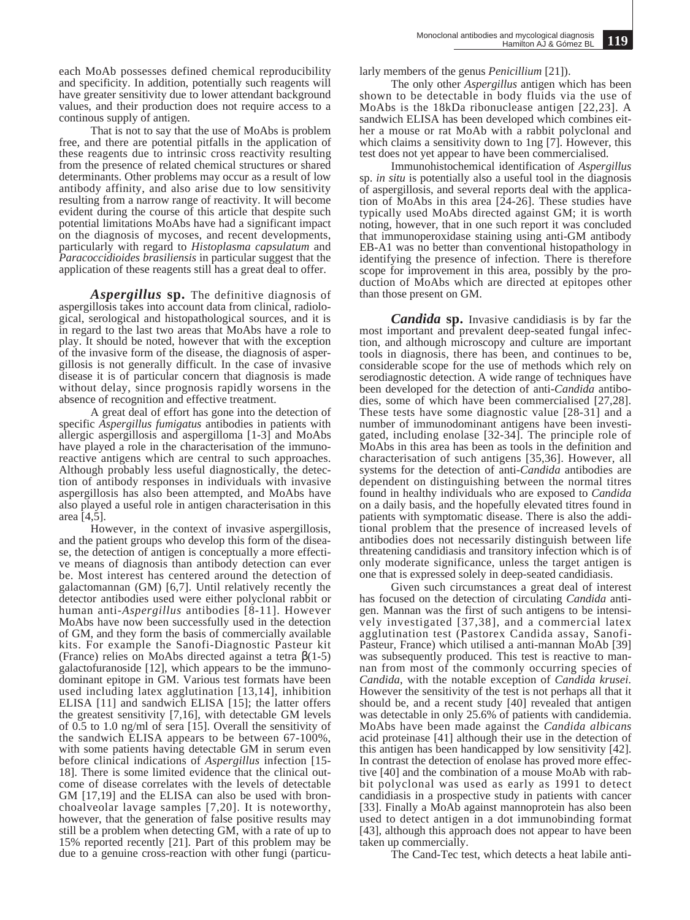each MoAb possesses defined chemical reproducibility and specificity. In addition, potentially such reagents will have greater sensitivity due to lower attendant background values, and their production does not require access to a continous supply of antigen.

That is not to say that the use of MoAbs is problem free, and there are potential pitfalls in the application of these reagents due to intrinsic cross reactivity resulting from the presence of related chemical structures or shared determinants. Other problems may occur as a result of low antibody affinity, and also arise due to low sensitivity resulting from a narrow range of reactivity. It will become evident during the course of this article that despite such potential limitations MoAbs have had a significant impact on the diagnosis of mycoses, and recent developments, particularly with regard to *Histoplasma capsulatum* and *Paracoccidioides brasiliensis* in particular suggest that the application of these reagents still has a great deal to offer.

***Aspergillus* sp.** The definitive diagnosis of aspergillosis takes into account data from clinical, radiological, serological and histopathological sources, and it is in regard to the last two areas that MoAbs have a role to play. It should be noted, however that with the exception of the invasive form of the disease, the diagnosis of aspergillosis is not generally difficult. In the case of invasive disease it is of particular concern that diagnosis is made without delay, since prognosis rapidly worsens in the absence of recognition and effective treatment.

A great deal of effort has gone into the detection of specific *Aspergillus fumigatus* antibodies in patients with allergic aspergillosis and aspergilloma [1-3] and MoAbs have played a role in the characterisation of the immunoreactive antigens which are central to such approaches. Although probably less useful diagnostically, the detection of antibody responses in individuals with invasive aspergillosis has also been attempted, and MoAbs have also played a useful role in antigen characterisation in this area [4,5].

However, in the context of invasive aspergillosis, and the patient groups who develop this form of the disease, the detection of antigen is conceptually a more effective means of diagnosis than antibody detection can ever be. Most interest has centered around the detection of galactomannan (GM) [6,7]. Until relatively recently the detector antibodies used were either polyclonal rabbit or human anti-*Aspergillus* antibodies [8-11]. However MoAbs have now been successfully used in the detection of GM, and they form the basis of commercially available kits. For example the Sanofi-Diagnostic Pasteur kit (France) relies on MoAbs directed against a tetra β(1-5) galactofuranoside [12], which appears to be the immunodominant epitope in GM. Various test formats have been used including latex agglutination [13,14], inhibition ELISA [11] and sandwich ELISA [15]; the latter offers the greatest sensitivity [7,16], with detectable GM levels of 0.5 to 1.0 ng/ml of sera [15]. Overall the sensitivity of the sandwich ELISA appears to be between 67-100%, with some patients having detectable GM in serum even before clinical indications of *Aspergillus* infection [15-18]. There is some limited evidence that the clinical outcome of disease correlates with the levels of detectable GM [17,19] and the ELISA can also be used with bronchoalveolar lavage samples [7,20]. It is noteworthy, however, that the generation of false positive results may still be a problem when detecting GM, with a rate of up to 15% reported recently [21]. Part of this problem may be due to a genuine cross-reaction with other fungi (particularly members of the genus *Penicillium* [21]).

The only other *Aspergillus* antigen which has been shown to be detectable in body fluids via the use of MoAbs is the 18kDa ribonuclease antigen [22,23]. A sandwich ELISA has been developed which combines either a mouse or rat MoAb with a rabbit polyclonal and which claims a sensitivity down to 1ng [7]. However, this test does not yet appear to have been commercialised.

Immunohistochemical identification of *Aspergillus* sp. *in situ* is potentially also a useful tool in the diagnosis of aspergillosis, and several reports deal with the application of MoAbs in this area [24-26]. These studies have typically used MoAbs directed against GM; it is worth noting, however, that in one such report it was concluded that immunoperoxidase staining using anti-GM antibody EB-A1 was no better than conventional histopathology in identifying the presence of infection. There is therefore scope for improvement in this area, possibly by the production of MoAbs which are directed at epitopes other than those present on GM.

***Candida* sp.** Invasive candidiasis is by far the most important and prevalent deep-seated fungal infection, and although microscopy and culture are important tools in diagnosis, there has been, and continues to be, considerable scope for the use of methods which rely on serodiagnostic detection. A wide range of techniques have been developed for the detection of anti-*Candida* antibodies, some of which have been commercialised [27,28]. These tests have some diagnostic value [28-31] and a number of immunodominant antigens have been investigated, including enolase [32-34]. The principle role of MoAbs in this area has been as tools in the definition and characterisation of such antigens [35,36]. However, all systems for the detection of anti-*Candida* antibodies are dependent on distinguishing between the normal titres found in healthy individuals who are exposed to *Candida* on a daily basis, and the hopefully elevated titres found in patients with symptomatic disease. There is also the additional problem that the presence of increased levels of antibodies does not necessarily distinguish between life threatening candidiasis and transitory infection which is of only moderate significance, unless the target antigen is one that is expressed solely in deep-seated candidiasis.

Given such circumstances a great deal of interest has focused on the detection of circulating *Candida* antigen. Mannan was the first of such antigens to be intensively investigated [37,38], and a commercial latex agglutination test (Pastorex Candida assay, Sanofi-Pasteur, France) which utilised a anti-mannan MoAb [39] was subsequently produced. This test is reactive to mannan from most of the commonly occurring species of *Candida*, with the notable exception of *Candida krusei*. However the sensitivity of the test is not perhaps all that it should be, and a recent study [40] revealed that antigen was detectable in only 25.6% of patients with candidemia. MoAbs have been made against the *Candida albicans* acid proteinase [41] although their use in the detection of this antigen has been handicapped by low sensitivity [42]. In contrast the detection of enolase has proved more effective [40] and the combination of a mouse MoAb with rabbit polyclonal was used as early as 1991 to detect candidiasis in a prospective study in patients with cancer [33]. Finally a MoAb against mannoprotein has also been used to detect antigen in a dot immunobinding format [43], although this approach does not appear to have been taken up commercially.

The Cand-Tec test, which detects a heat labile anti-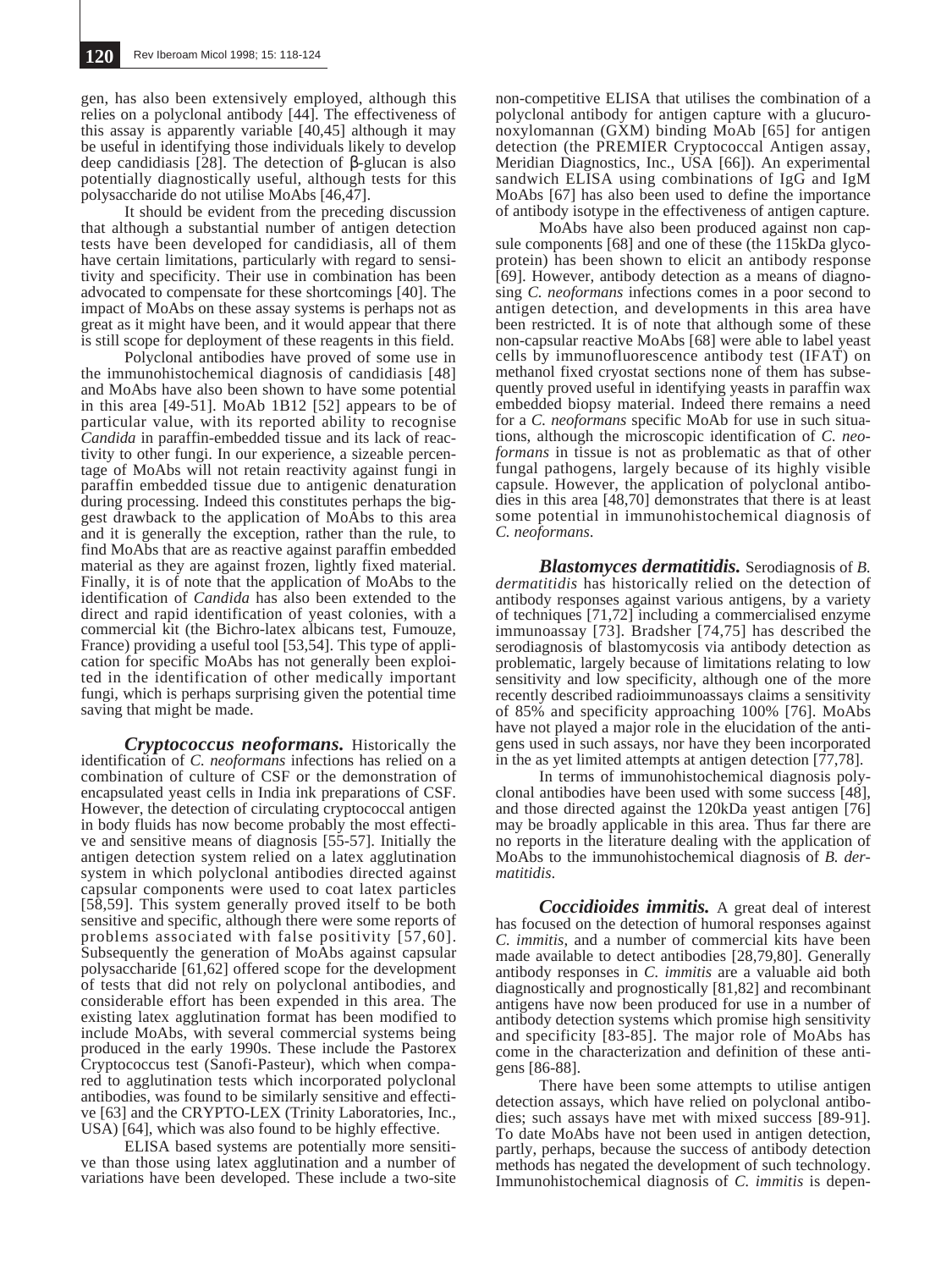gen, has also been extensively employed, although this relies on a polyclonal antibody [44]. The effectiveness of this assay is apparently variable [40,45] although it may be useful in identifying those individuals likely to develop deep candidiasis [28]. The detection of β-glucan is also potentially diagnostically useful, although tests for this polysaccharide do not utilise MoAbs [46,47].

It should be evident from the preceding discussion that although a substantial number of antigen detection tests have been developed for candidiasis, all of them have certain limitations, particularly with regard to sensitivity and specificity. Their use in combination has been advocated to compensate for these shortcomings [40]. The impact of MoAbs on these assay systems is perhaps not as great as it might have been, and it would appear that there is still scope for deployment of these reagents in this field.

Polyclonal antibodies have proved of some use in the immunohistochemical diagnosis of candidiasis [48] and MoAbs have also been shown to have some potential in this area [49-51]. MoAb 1B12 [52] appears to be of particular value, with its reported ability to recognise *Candida* in paraffin-embedded tissue and its lack of reactivity to other fungi. In our experience, a sizeable percentage of MoAbs will not retain reactivity against fungi in paraffin embedded tissue due to antigenic denaturation during processing. Indeed this constitutes perhaps the biggest drawback to the application of MoAbs to this area and it is generally the exception, rather than the rule, to find MoAbs that are as reactive against paraffin embedded material as they are against frozen, lightly fixed material. Finally, it is of note that the application of MoAbs to the identification of *Candida* has also been extended to the direct and rapid identification of yeast colonies, with a commercial kit (the Bichro-latex albicans test, Fumouze, France) providing a useful tool [53,54]. This type of application for specific MoAbs has not generally been exploited in the identification of other medically important fungi, which is perhaps surprising given the potential time saving that might be made.

***Cryptococcus neoformans.*** Historically the identification of *C. neoformans* infections has relied on a combination of culture of CSF or the demonstration of encapsulated yeast cells in India ink preparations of CSF. However, the detection of circulating cryptococcal antigen in body fluids has now become probably the most effective and sensitive means of diagnosis [55-57]. Initially the antigen detection system relied on a latex agglutination system in which polyclonal antibodies directed against capsular components were used to coat latex particles [58,59]. This system generally proved itself to be both sensitive and specific, although there were some reports of problems associated with false positivity [57,60]. Subsequently the generation of MoAbs against capsular polysaccharide [61,62] offered scope for the development of tests that did not rely on polyclonal antibodies, and considerable effort has been expended in this area. The existing latex agglutination format has been modified to include MoAbs, with several commercial systems being produced in the early 1990s. These include the Pastorex Cryptococcus test (Sanofi-Pasteur), which when compared to agglutination tests which incorporated polyclonal antibodies, was found to be similarly sensitive and effective [63] and the CRYPTO-LEX (Trinity Laboratories, Inc., USA) [64], which was also found to be highly effective.

ELISA based systems are potentially more sensitive than those using latex agglutination and a number of variations have been developed. These include a two-site non-competitive ELISA that utilises the combination of a polyclonal antibody for antigen capture with a glucuronoxylomannan (GXM) binding MoAb [65] for antigen detection (the PREMIER Cryptococcal Antigen assay, Meridian Diagnostics, Inc., USA [66]). An experimental sandwich ELISA using combinations of IgG and IgM MoAbs [67] has also been used to define the importance of antibody isotype in the effectiveness of antigen capture.

MoAbs have also been produced against non capsule components [68] and one of these (the 115kDa glycoprotein) has been shown to elicit an antibody response [69]. However, antibody detection as a means of diagnosing *C. neoformans* infections comes in a poor second to antigen detection, and developments in this area have been restricted. It is of note that although some of these non-capsular reactive MoAbs [68] were able to label yeast cells by immunofluorescence antibody test (IFAT) on methanol fixed cryostat sections none of them has subsequently proved useful in identifying yeasts in paraffin wax embedded biopsy material. Indeed there remains a need for a *C. neoformans* specific MoAb for use in such situations, although the microscopic identification of *C. neoformans* in tissue is not as problematic as that of other fungal pathogens, largely because of its highly visible capsule. However, the application of polyclonal antibodies in this area [48,70] demonstrates that there is at least some potential in immunohistochemical diagnosis of *C. neoformans*.

***Blastomyces dermatitidis.*** Serodiagnosis of *B. dermatitidis* has historically relied on the detection of antibody responses against various antigens, by a variety of techniques [71,72] including a commercialised enzyme immunoassay [73]. Bradsher [74,75] has described the serodiagnosis of blastomycosis via antibody detection as problematic, largely because of limitations relating to low sensitivity and low specificity, although one of the more recently described radioimmunoassays claims a sensitivity of 85% and specificity approaching 100% [76]. MoAbs have not played a major role in the elucidation of the antigens used in such assays, nor have they been incorporated in the as yet limited attempts at antigen detection [77,78].

In terms of immunohistochemical diagnosis polyclonal antibodies have been used with some success [48], and those directed against the 120kDa yeast antigen [76] may be broadly applicable in this area. Thus far there are no reports in the literature dealing with the application of MoAbs to the immunohistochemical diagnosis of *B. dermatitidis*.

***Coccidioides immitis.*** A great deal of interest has focused on the detection of humoral responses against *C. immitis*, and a number of commercial kits have been made available to detect antibodies [28,79,80]. Generally antibody responses in *C. immitis* are a valuable aid both diagnostically and prognostically [81,82] and recombinant antigens have now been produced for use in a number of antibody detection systems which promise high sensitivity and specificity [83-85]. The major role of MoAbs has come in the characterization and definition of these antigens [86-88].

There have been some attempts to utilise antigen detection assays, which have relied on polyclonal antibodies; such assays have met with mixed success [89-91]. To date MoAbs have not been used in antigen detection, partly, perhaps, because the success of antibody detection methods has negated the development of such technology. Immunohistochemical diagnosis of *C. immitis* is depen-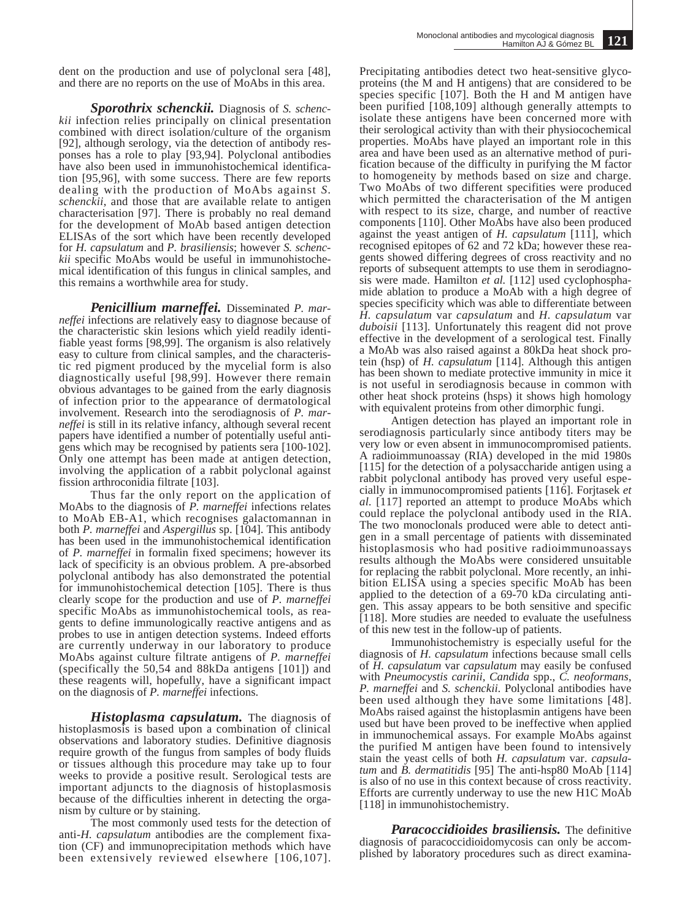dent on the production and use of polyclonal sera [48], and there are no reports on the use of MoAbs in this area.

***Sporothrix schenckii.*** Diagnosis of *S. schenckii* infection relies principally on clinical presentation combined with direct isolation/culture of the organism [92], although serology, via the detection of antibody responses has a role to play [93,94]. Polyclonal antibodies have also been used in immunohistochemical identification [95,96], with some success. There are few reports dealing with the production of MoAbs against *S. schenckii*, and those that are available relate to antigen characterisation [97]. There is probably no real demand for the development of MoAb based antigen detection ELISAs of the sort which have been recently developed for *H. capsulatum* and *P. brasiliensis*; however *S. schenckii* specific MoAbs would be useful in immunohistochemical identification of this fungus in clinical samples, and this remains a worthwhile area for study.

***Penicillium marneffei.*** Disseminated *P. marneffei* infections are relatively easy to diagnose because of the characteristic skin lesions which yield readily identifiable yeast forms [98,99]. The organism is also relatively easy to culture from clinical samples, and the characteristic red pigment produced by the mycelial form is also diagnostically useful [98,99]. However there remain obvious advantages to be gained from the early diagnosis of infection prior to the appearance of dermatological involvement. Research into the serodiagnosis of *P. marneffei* is still in its relative infancy, although several recent papers have identified a number of potentially useful antigens which may be recognised by patients sera [100-102]. Only one attempt has been made at antigen detection, involving the application of a rabbit polyclonal against fission arthroconidia filtrate [103].

Thus far the only report on the application of MoAbs to the diagnosis of *P. marneffei* infections relates to MoAb EB-A1, which recognises galactomannan in both *P. marneffei* and *Aspergillus* sp. [104]. This antibody has been used in the immunohistochemical identification of *P. marneffei* in formalin fixed specimens; however its lack of specificity is an obvious problem. A pre-absorbed polyclonal antibody has also demonstrated the potential for immunohistochemical detection [105]. There is thus clearly scope for the production and use of *P. marneffei* specific MoAbs as immunohistochemical tools, as reagents to define immunologically reactive antigens and as probes to use in antigen detection systems. Indeed efforts are currently underway in our laboratory to produce MoAbs against culture filtrate antigens of *P. marneffei* (specifically the 50,54 and 88kDa antigens [101]) and these reagents will, hopefully, have a significant impact on the diagnosis of *P. marneffei* infections.

***Histoplasma capsulatum.*** The diagnosis of histoplasmosis is based upon a combination of clinical observations and laboratory studies. Definitive diagnosis require growth of the fungus from samples of body fluids or tissues although this procedure may take up to four weeks to provide a positive result. Serological tests are important adjuncts to the diagnosis of histoplasmosis because of the difficulties inherent in detecting the organism by culture or by staining.

The most commonly used tests for the detection of anti-*H. capsulatum* antibodies are the complement fixation (CF) and immunoprecipitation methods which have been extensively reviewed elsewhere [106,107]. Precipitating antibodies detect two heat-sensitive glycoproteins (the M and H antigens) that are considered to be species specific [107]. Both the H and M antigen have been purified [108,109] although generally attempts to isolate these antigens have been concerned more with their serological activity than with their physiocochemical properties. MoAbs have played an important role in this area and have been used as an alternative method of purification because of the difficulty in purifying the M factor to homogeneity by methods based on size and charge. Two MoAbs of two different specifities were produced which permitted the characterisation of the M antigen with respect to its size, charge, and number of reactive components [110]. Other MoAbs have also been produced against the yeast antigen of *H. capsulatum* [111], which recognised epitopes of 62 and 72 kDa; however these reagents showed differing degrees of cross reactivity and no reports of subsequent attempts to use them in serodiagnosis were made. Hamilton *et al.* [112] used cyclophosphamide ablation to produce a MoAb with a high degree of species specificity which was able to differentiate between *H. capsulatum* var *capsulatum* and *H. capsulatum* var *duboisii* [113]. Unfortunately this reagent did not prove effective in the development of a serological test. Finally a MoAb was also raised against a 80kDa heat shock protein (hsp) of *H. capsulatum* [114]. Although this antigen has been shown to mediate protective immunity in mice it is not useful in serodiagnosis because in common with other heat shock proteins (hsps) it shows high homology with equivalent proteins from other dimorphic fungi.

Antigen detection has played an important role in serodiagnosis particularly since antibody titers may be very low or even absent in immunocompromised patients. A radioimmunoassay (RIA) developed in the mid 1980s [115] for the detection of a polysaccharide antigen using a rabbit polyclonal antibody has proved very useful especially in immunocompromised patients [116]. Forjtasek *et al.* [117] reported an attempt to produce MoAbs which could replace the polyclonal antibody used in the RIA. The two monoclonals produced were able to detect antigen in a small percentage of patients with disseminated histoplasmosis who had positive radioimmunoassays results although the MoAbs were considered unsuitable for replacing the rabbit polyclonal. More recently, an inhibition ELISA using a species specific MoAb has been applied to the detection of a 69-70 kDa circulating antigen. This assay appears to be both sensitive and specific [118]. More studies are needed to evaluate the usefulness of this new test in the follow-up of patients.

Immunohistochemistry is especially useful for the diagnosis of *H. capsulatum* infections because small cells of *H. capsulatum* var *capsulatum* may easily be confused with *Pneumocystis carinii*, *Candida* spp., *C. neoformans*, *P. marneffei* and *S. schenckii*. Polyclonal antibodies have been used although they have some limitations [48]. MoAbs raised against the histoplasmin antigens have been used but have been proved to be ineffective when applied in immunochemical assays. For example MoAbs against the purified M antigen have been found to intensively stain the yeast cells of both *H. capsulatum* var. *capsulatum* and *B. dermatitidis* [95] The anti-hsp80 MoAb [114] is also of no use in this context because of cross reactivity. Efforts are currently underway to use the new H1C MoAb [118] in immunohistochemistry.

***Paracoccidioides brasiliensis.*** The definitive diagnosis of paracoccidioidomycosis can only be accomplished by laboratory procedures such as direct examina-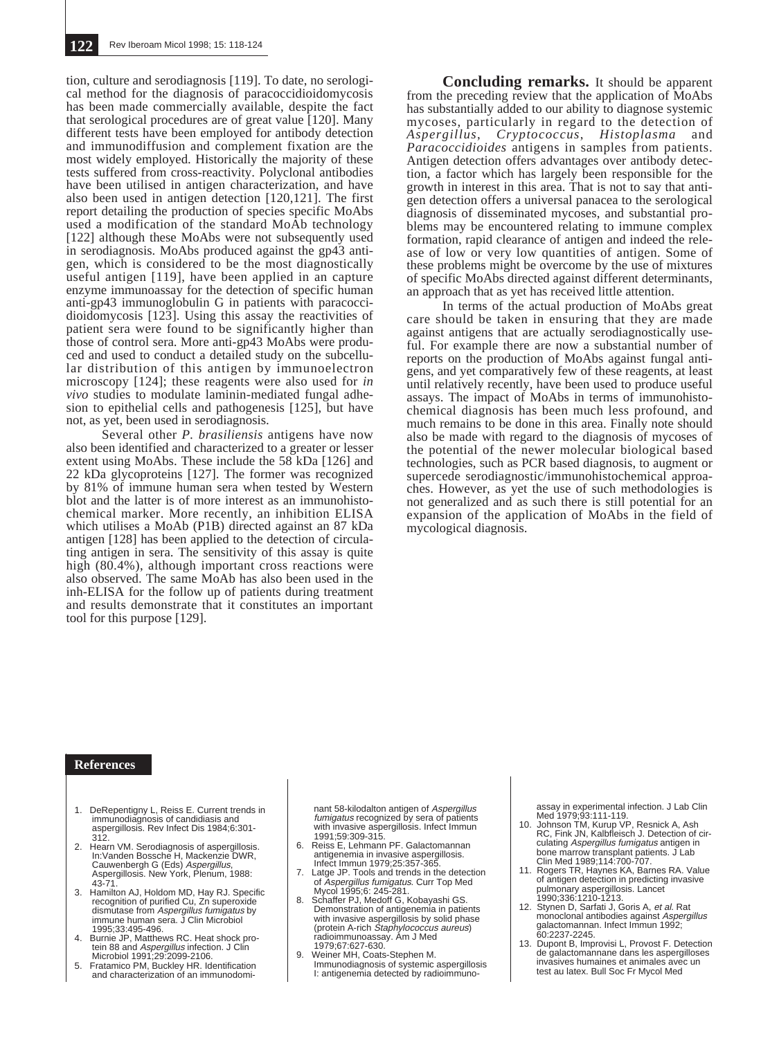tion, culture and serodiagnosis [119]. To date, no serological method for the diagnosis of paracoccidioidomycosis has been made commercially available, despite the fact that serological procedures are of great value [120]. Many different tests have been employed for antibody detection and immunodiffusion and complement fixation are the most widely employed. Historically the majority of these tests suffered from cross-reactivity. Polyclonal antibodies have been utilised in antigen characterization, and have also been used in antigen detection [120,121]. The first report detailing the production of species specific MoAbs used a modification of the standard MoAb technology [122] although these MoAbs were not subsequently used in serodiagnosis. MoAbs produced against the gp43 antigen, which is considered to be the most diagnostically useful antigen [119], have been applied in an capture enzyme immunoassay for the detection of specific human anti-gp43 immunoglobulin G in patients with paracoccidioidomycosis [123]. Using this assay the reactivities of patient sera were found to be significantly higher than those of control sera. More anti-gp43 MoAbs were produced and used to conduct a detailed study on the subcellular distribution of this antigen by immunoelectron microscopy [124]; these reagents were also used for *in vivo* studies to modulate laminin-mediated fungal adhesion to epithelial cells and pathogenesis [125], but have not, as yet, been used in serodiagnosis.

Several other *P. brasiliensis* antigens have now also been identified and characterized to a greater or lesser extent using MoAbs. These include the 58 kDa [126] and 22 kDa glycoproteins [127]. The former was recognized by 81% of immune human sera when tested by Western blot and the latter is of more interest as an immunohistochemical marker. More recently, an inhibition ELISA which utilises a MoAb (P1B) directed against an 87 kDa antigen [128] has been applied to the detection of circulating antigen in sera. The sensitivity of this assay is quite high (80.4%), although important cross reactions were also observed. The same MoAb has also been used in the inh-ELISA for the follow up of patients during treatment and results demonstrate that it constitutes an important tool for this purpose [129].

**Concluding remarks.** It should be apparent from the preceding review that the application of MoAbs has substantially added to our ability to diagnose systemic mycoses, particularly in regard to the detection of *Aspergillus*, *Cryptococcus*, *Histoplasma* and *Paracoccidioides* antigens in samples from patients. Antigen detection offers advantages over antibody detection, a factor which has largely been responsible for the growth in interest in this area. That is not to say that antigen detection offers a universal panacea to the serological diagnosis of disseminated mycoses, and substantial problems may be encountered relating to immune complex formation, rapid clearance of antigen and indeed the release of low or very low quantities of antigen. Some of these problems might be overcome by the use of mixtures of specific MoAbs directed against different determinants, an approach that as yet has received little attention.

In terms of the actual production of MoAbs great care should be taken in ensuring that they are made against antigens that are actually serodiagnostically useful. For example there are now a substantial number of reports on the production of MoAbs against fungal antigens, and yet comparatively few of these reagents, at least until relatively recently, have been used to produce useful assays. The impact of MoAbs in terms of immunohistochemical diagnosis has been much less profound, and much remains to be done in this area. Finally note should also be made with regard to the diagnosis of mycoses of the potential of the newer molecular biological based technologies, such as PCR based diagnosis, to augment or supercede serodiagnostic/immunohistochemical approaches. However, as yet the use of such methodologies is not generalized and as such there is still potential for an expansion of the application of MoAbs in the field of mycological diagnosis.

## References

1. DeRepentigny L, Reiss E. Current trends in immunodiagnosis of candidiasis and aspergillosis. Rev Infect Dis 1984;6:301-312.
2. Hearn VM. Serodiagnosis of aspergillosis. In:Vanden Bossche H, Mackenzie DWR, Cauwenbergh G (Eds) *Aspergillus*, Aspergillosis. New York, Plenum, 1988: 43-71.
3. Hamilton AJ, Holdom MD, Hay RJ. Specific recognition of purified Cu, Zn superoxide dismutase from *Aspergillus fumigatus* by immune human sera. J Clin Microbiol 1995;33:495-496.
4. Burnie JP, Matthews RC. Heat shock protein 88 and *Aspergillus* infection. J Clin Microbiol 1991;29:2099-2106.
5. Fratamico PM, Buckley HR. Identification and characterization of an immunodominant 58-kilodalton antigen of *Aspergillus fumigatus* recognized by sera of patients with invasive aspergillosis. Infect Immun 1991;59:309-315.
6. Reiss E, Lehmann PF. Galactomannan antigenemia in invasive aspergillosis. Infect Immun 1979;25:357-365.
7. Latge JP. Tools and trends in the detection of *Aspergillus fumigatus*. Curr Top Med Mycol 1995;6: 245-281.
8. Schaffer PJ, Medoff G, Kobayashi GS. Demonstration of antigenemia in patients with invasive aspergillosis by solid phase (protein A-rich *Staphylococcus aureus*) radioimmunoassay. Am J Med 1979;67:627-630.
9. Weiner MH, Coats-Stephen M. Immunodiagnosis of systemic aspergillosis I: antigenemia detected by radioimmunoassay in experimental infection. J Lab Clin Med 1979;93:111-119.
10. Johnson TM, Kurup VP, Resnick A, Ash RC, Fink JN, Kalbfleisch J. Detection of circulating *Aspergillus fumigatus* antigen in bone marrow transplant patients. J Lab Clin Med 1989;114:700-707.
11. Rogers TR, Haynes KA, Barnes RA. Value of antigen detection in predicting invasive pulmonary aspergillosis. Lancet 1990;336:1210-1213.
12. Stynen D, Sarfati J, Goris A, *et al.* Rat monoclonal antibodies against *Aspergillus* galactomannan. Infect Immun 1992; 60:2237-2245.
13. Dupont B, Improvisi L, Provost F. Detection de galactomannane dans les aspergilloses invasives humaines et animales avec un test au latex. Bull Soc Fr Mycol Med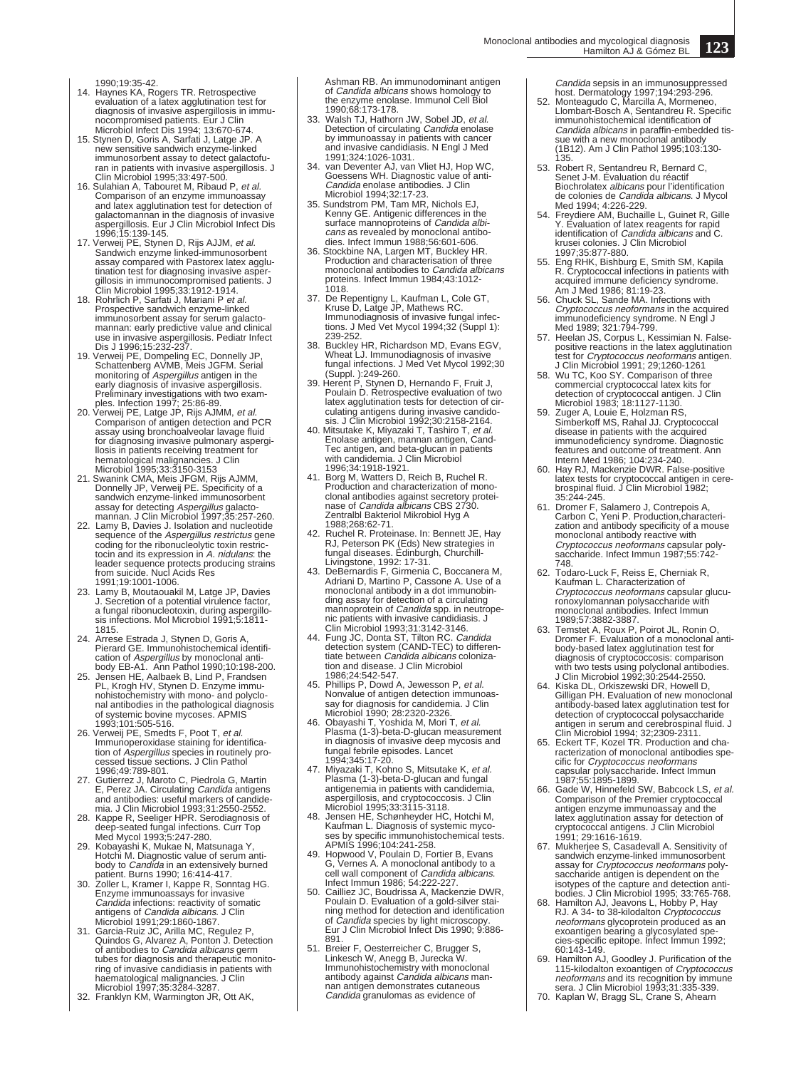1990;19:35-42.

14. Haynes KA, Rogers TR. Retrospective evaluation of a latex agglutination test for diagnosis of invasive aspergillosis in immunocompromised patients. Eur J Clin Microbiol Infect Dis 1994; 13:670-674.
15. Stynen D, Goris A, Sarfati J, Latge JP. A new sensitive sandwich enzyme-linked immunosorbent assay to detect galactofuran in patients with invasive aspergillosis. J Clin Microbiol 1995;33:497-500.
16. Sulahian A, Tabouret M, Ribaud P, *et al.* Comparison of an enzyme immunoassay and latex agglutination test for detection of galactomannan in the diagnosis of invasive aspergillosis. Eur J Clin Microbiol Infect Dis 1996;15:139-145.
17. Verweij PE, Stynen D, Rijs AJJM, *et al.* Sandwich enzyme linked-immunosorbent assay compared with Pastorex latex agglutination test for diagnosing invasive aspergillosis in immunocompromised patients. J Clin Microbiol 1995;33:1912-1914.
18. Rohrlich P, Sarfati J, Mariani P *et al.* Prospective sandwich enzyme-linked immunosorbent assay for serum galactomannan: early predictive value and clinical use in invasive aspergillosis. Pediatr Infect Dis J 1996;15:232-237.
19. Verweij PE, Dompeling EC, Donnelly JP, Schattenberg AVMB, Meis JGFM. Serial monitoring of *Aspergillus* antigen in the early diagnosis of invasive aspergillosis. Preliminary investigations with two examples. Infection 1997; 25:86-89.
20. Verweij PE, Latge JP, Rijs AJMM, *et al.* Comparison of antigen detection and PCR assay using bronchoalveolar lavage fluid for diagnosing invasive pulmonary aspergillosis in patients receiving treatment for hematological malignancies. J Clin Microbiol 1995;33:3150-3153
21. Swanink CMA, Meis JFGM, Rijs AJMM, Donnelly JP, Verweij PE. Specificity of a sandwich enzyme-linked immunosorbent assay for detecting *Aspergillus* galactomannan. J Clin Microbiol 1997;35:257-260.
22. Lamy B, Davies J. Isolation and nucleotide sequence of the *Aspergillus restrictus* gene coding for the ribonucleolytic toxin restrictocin and its expression in *A. nidulans*: the leader sequence protects producing strains from suicide. Nucl Acids Res 1991;19:1001-1006.
23. Lamy B, Moutaouakil M, Latge JP, Davies J. Secretion of a potential virulence factor, a fungal ribonucleotoxin, during aspergillosis infections. Mol Microbiol 1991;5:1811-1815.
24. Arrese Estrada J, Stynen D, Goris A, Pierard GE. Immunohistochemical identification of *Aspergillus* by monoclonal antibody EB-A1. Ann Pathol 1990;10:198-200.
25. Jensen HE, Aalbaek B, Lind P, Frandsen PL, Krogh HV, Stynen D. Enzyme immunohistochemistry with mono- and polyclonal antibodies in the pathological diagnosis of systemic bovine mycoses. APMIS 1993;101:505-516.
26. Verweij PE, Smedts F, Poot T, *et al.* Immunoperoxidase staining for identification of *Aspergillus* species in routinely processed tissue sections. J Clin Pathol 1996;49:789-801.
27. Gutierrez J, Maroto C, Piedrola G, Martin E, Perez JA. Circulating *Candida* antigens and antibodies: useful markers of candidemia. J Clin Microbiol 1993;31:2550-2552.
28. Kappe R, Seeliger HPR. Serodiagnosis of deep-seated fungal infections. Curr Top Med Mycol 1993;5:247-280.
29. Kobayashi K, Mukae N, Matsunaga Y, Hotchi M. Diagnostic value of serum antibody to *Candida* in an extensively burned patient. Burns 1990; 16:414-417.
30. Zoller L, Kramer I, Kappe R, Sonntag HG. Enzyme immunoassays for invasive *Candida* infections: reactivity of somatic antigens of *Candida albicans*. J Clin Microbiol 1991;29:1860-1867.
31. Garcia-Ruiz JC, Arilla MC, Regulez P, Quindos G, Alvarez A, Ponton J. Detection of antibodies to *Candida albicans* germ tubes for diagnosis and therapeutic monitoring of invasive candidiasis in patients with haematological malignancies. J Clin Microbiol 1997;35:3284-3287.
32. Franklyn KM, Warmington JR, Ott AK, Ashman RB. An immunodominant antigen of *Candida albicans* shows homology to the enzyme enolase. Immunol Cell Biol 1990;68:173-178.
33. Walsh TJ, Hathorn JW, Sobel JD, *et al.* Detection of circulating *Candida* enolase by immunoassay in patients with cancer and invasive candidiasis. N Engl J Med 1991;324:1026-1031.
34. van Deventer AJ, van Vliet HJ, Hop WC, Goessens WH. Diagnostic value of anti-*Candida* enolase antibodies. J Clin Microbiol 1994;32:17-23.
35. Sundstrom PM, Tam MR, Nichols EJ, Kenny GE. Antigenic differences in the surface mannoproteins of *Candida albicans* as revealed by monoclonal antibodies. Infect Immun 1988;56:601-606.
36. Stockbine NA, Largen MT, Buckley HR. Production and characterisation of three monoclonal antibodies to *Candida albicans* proteins. Infect Immun 1984;43:1012-1018.
37. De Repentigny L, Kaufman L, Cole GT, Kruse D, Latge JP, Mathews RC. Immunodiagnosis of invasive fungal infections. J Med Vet Mycol 1994;32 (Suppl 1): 239-252.
38. Buckley HR, Richardson MD, Evans EGV, Wheat LJ. Immunodiagnosis of invasive fungal infections. J Med Vet Mycol 1992;30 (Suppl. ):249-260.
39. Herent P, Stynen D, Hernando F, Fruit J, Poulain D. Retrospective evaluation of two latex agglutination tests for detection of circulating antigens during invasive candidosis. J Clin Microbiol 1992;30:2158-2164.
40. Mitsutake K, Miyazaki T, Tashiro T, *et al.* Enolase antigen, mannan antigen, Cand-Tec antigen, and beta-glucan in patients with candidemia. J Clin Microbiol 1996;34:1918-1921.
41. Borg M, Watters D, Reich B, Ruchel R. Production and characterization of monoclonal antibodies against secretory proteinase of *Candida albicans* CBS 2730. Zentralbl Bakteriol Mikrobiol Hyg A 1988;268:62-71.
42. Ruchel R. Proteinase. In: Bennett JE, Hay RJ, Peterson PK (Eds) New strategies in fungal diseases. Edinburgh, Churchill-Livingstone, 1992: 17-31.
43. DeBernardis F, Girmenia C, Boccanera M, Adriani D, Martino P, Cassone A. Use of a monoclonal antibody in a dot immunobinding assay for detection of a circulating mannoprotein of *Candida* spp. in neutropenic patients with invasive candidiasis. J Clin Microbiol 1993;31:3142-3146.
44. Fung JC, Donta ST, Tilton RC. *Candida* detection system (CAND-TEC) to differentiate between *Candida albicans* colonization and disease. J Clin Microbiol 1986;24:542-547.
45. Phillips P, Dowd A, Jewesson P, *et al.* Nonvalue of antigen detection immunoassay for diagnosis for candidemia. J Clin Microbiol 1990; 28:2320-2326.
46. Obayashi T, Yoshida M, Mori T, *et al.* Plasma (1-3)-beta-D-glucan measurement in diagnosis of invasive deep mycosis and fungal febrile episodes. Lancet 1994;345:17-20.
47. Miyazaki T, Kohno S, Mitsutake K, *et al.* Plasma (1-3)-beta-D-glucan and fungal antigenemia in patients with candidemia, aspergillosis, and cryptococcosis. J Clin Microbiol 1995;33:3115-3118.
48. Jensen HE, Schønheyder HC, Hotchi M, Kaufman L. Diagnosis of systemic mycoses by specific immunohistochemical tests. APMIS 1996;104:241-258.
49. Hopwood V, Poulain D, Fortier B, Evans G, Vernes A. A monoclonal antibody to a cell wall component of *Candida albicans*. Infect Immun 1986; 54:222-227.
50. Cailliez JC, Boudrissa A, Mackenzie DWR, Poulain D. Evaluation of a gold-silver staining method for detection and identification of *Candida* species by light microscopy. Eur J Clin Microbiol Infect Dis 1990; 9:886-891.
51. Breier F, Oesterreicher C, Brugger S, Linkesch W, Anegg B, Jurecka W. Immunohistochemistry with monoclonal antibody against *Candida albicans* mannan antigen demonstrates cutaneous *Candida* granulomas as evidence of *Candida* sepsis in an immunosuppressed host. Dermatology 1997;194:293-296.
52. Monteagudo C, Marcilla A, Mormeneo, Llombart-Bosch A, Sentandreu R. Specific immunohistochemical identification of *Candida albicans* in paraffin-embedded tissue with a new monoclonal antibody (1B12). Am J Clin Pathol 1995;103:130-135.
53. Robert R, Sentandreu R, Bernard C, Senet J-M. Évaluation du réactif Biochrolatex *albicans* pour l'identification de colonies de *Candida albicans*. J Mycol Med 1994; 4:226-229.
54. Freydiere AM, Buchaille L, Guinet R, Gille Y. Evaluation of latex reagents for rapid identification of *Candida albicans* and C. krusei colonies. J Clin Microbiol 1997;35:877-880.
55. Eng RHK, Bishburg E, Smith SM, Kapila R. Cryptococcal infections in patients with acquired immune deficiency syndrome. Am J Med 1986; 81:19-23.
56. Chuck SL, Sande MA. Infections with *Cryptococcus neoformans* in the acquired immunodeficiency syndrome. N Engl J Med 1989; 321:794-799.
57. Heelan JS, Corpus L, Kessimian N. False-positive reactions in the latex agglutination test for *Cryptococcus neoformans* antigen. J Clin Microbiol 1991; 29;1260-1261
58. Wu TC, Koo SY. Comparison of three commercial cryptococcal latex kits for detection of cryptococcal antigen. J Clin Microbiol 1983; 18:1127-1130.
59. Zuger A, Louie E, Holzman RS, Simberkoff MS, Rahal JJ. Cryptococcal disease in patients with the acquired immunodeficiency syndrome. Diagnostic features and outcome of treatment. Ann Intern Med 1986; 104:234-240.
60. Hay RJ, Mackenzie DWR. False-positive latex tests for cryptococcal antigen in cerebrospinal fluid. J Clin Microbiol 1982; 35:244-245.
61. Dromer F, Salamero J, Contrepois A, Carbon C, Yeni P. Production,characterization and antibody specificity of a mouse monoclonal antibody reactive with *Cryptococcus neoformans* capsular polysaccharide. Infect Immun 1987;55:742-748.
62. Todaro-Luck F, Reiss E, Cherniak R, Kaufman L. Characterization of *Cryptococcus neoformans* capsular glucuronoxylomannan polysaccharide with monoclonal antibodies. Infect Immun 1989;57:3882-3887.
63. Temstet A, Roux P, Poirot JL, Ronin O, Dromer F. Evaluation of a monoclonal antibody-based latex agglutination test for diagnosis of cryptococcosis: comparison with two tests using polyclonal antibodies. J Clin Microbiol 1992;30:2544-2550.
64. Kiska DL, Orkiszewski DR, Howell D, Gilligan PH. Evaluation of new monoclonal antibody-based latex agglutination test for detection of cryptococcal polysaccharide antigen in serum and cerebrospinal fluid. J Clin Microbiol 1994; 32;2309-2311.
65. Eckert TF, Kozel TR. Production and characterization of monoclonal antibodies specific for *Cryptococcus neoformans* capsular polysaccharide. Infect Immun 1987;55:1895-1899.
66. Gade W, Hinnefeld SW, Babcock LS, *et al.* Comparison of the Premier cryptococcal antigen enzyme immunoassay and the latex agglutination assay for detection of cryptococcal antigens. J Clin Microbiol 1991; 29:1616-1619.
67. Mukherjee S, Casadevall A. Sensitivity of sandwich enzyme-linked immunosorbent assay for *Cryptococcus neoformans* polysaccharide antigen is dependent on the isotypes of the capture and detection antibodies. J Clin Microbiol 1995; 33:765-768.
68. Hamilton AJ, Jeavons L, Hobby P, Hay RJ. A 34- to 38-kilodalton *Cryptococcus neoformans* glycoprotein produced as an exoantigen bearing a glycosylated species-specific epitope. Infect Immun 1992; 60:143-149.
69. Hamilton AJ, Goodley J. Purification of the 115-kilodalton exoantigen of *Cryptococcus neoformans* and its recognition by immune sera. J Clin Microbiol 1993;31:335-339.
70. Kaplan W, Bragg SL, Crane S, Ahearn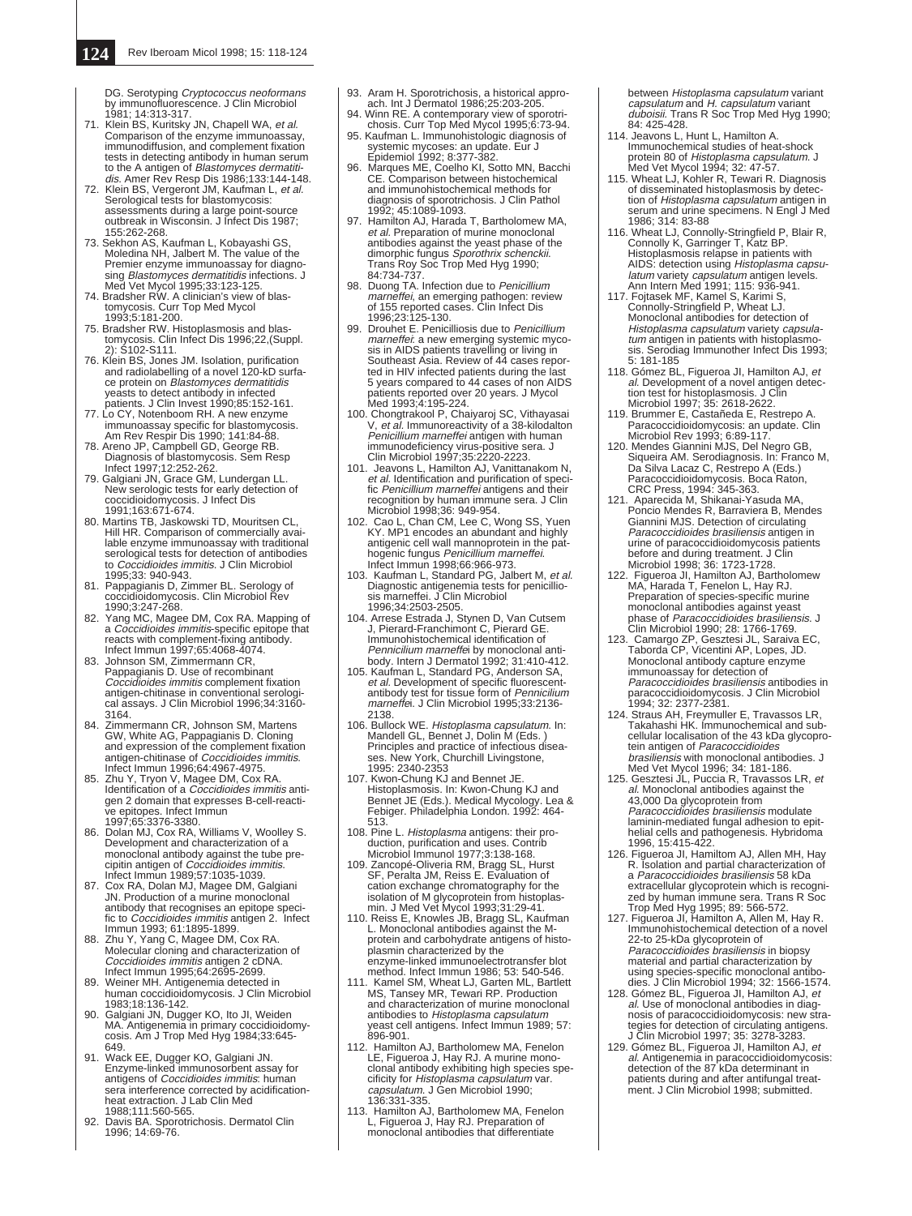DG. Serotyping *Cryptococcus neoformans* by immunofluorescence. J Clin Microbiol 1981; 14:313-317.

71. Klein BS, Kuritsky JN, Chapell WA, *et al.* Comparison of the enzyme immunoassay, immunodiffusion, and complement fixation tests in detecting antibody in human serum to the A antigen of *Blastomyces dermatitidis*. Amer Rev Resp Dis 1986;133:144-148.
72. Klein BS, Vergeront JM, Kaufman L, *et al.* Serological tests for blastomycosis: assessments during a large point-source outbreak in Wisconsin. J Infect Dis 1987; 155:262-268.
73. Sekhon AS, Kaufman L, Kobayashi GS, Moledina NH, Jalbert M. The value of the Premier enzyme immunoassay for diagnosing *Blastomyces dermatitidis* infections. J Med Vet Mycol 1995;33:123-125.
74. Bradsher RW. A clinician's view of blastomycosis. Curr Top Med Mycol 1993;5:181-200.
75. Bradsher RW. Histoplasmosis and blastomycosis. Clin Infect Dis 1996;22,(Suppl. 2): S102-S111.
76. Klein BS, Jones JM. Isolation, purification and radiolabelling of a novel 120-kD surface protein on *Blastomyces dermatitidis* yeasts to detect antibody in infected patients. J Clin Invest 1990;85:152-161.
77. Lo CY, Notenboom RH. A new enzyme immunoassay specific for blastomycosis. Am Rev Respir Dis 1990; 141:84-88.
78. Areno JP, Campbell GD, George RB. Diagnosis of blastomycosis. Sem Resp Infect 1997;12:252-262.
79. Galgiani JN, Grace GM, Lundergan LL. New serologic tests for early detection of coccidioidomycosis. J Infect Dis 1991;163:671-674.
80. Martins TB, Jaskowski TD, Mouritsen CL, Hill HR. Comparison of commercially available enzyme immunoassay with traditional serological tests for detection of antibodies to *Coccidioides immitis*. J Clin Microbiol 1995;33: 940-943.
81. Pappagianis D, Zimmer BL. Serology of coccidioidomycosis. Clin Microbiol Rev 1990;3:247-268.
82. Yang MC, Magee DM, Cox RA. Mapping of a *Coccidioides immitis*-specific epitope that reacts with complement-fixing antibody. Infect Immun 1997;65:4068-4074.
83. Johnson SM, Zimmermann CR, Pappagianis D. Use of recombinant *Coccidioides immitis* complement fixation antigen-chitinase in conventional serological assays. J Clin Microbiol 1996;34:3160-3164.
84. Zimmermann CR, Johnson SM, Martens GW, White AG, Pappagianis D. Cloning and expression of the complement fixation antigen-chitinase of *Coccidioides immitis*. Infect Immun 1996;64:4967-4975.
85. Zhu Y, Tryon V, Magee DM, Cox RA. Identification of a *Coccidioides immitis* antigen 2 domain that expresses B-cell-reactive epitopes. Infect Immun 1997;65:3376-3380.
86. Dolan MJ, Cox RA, Williams V, Woolley S. Development and characterization of a monoclonal antibody against the tube precipitin antigen of *Coccidioides immitis*. Infect Immun 1989;57:1035-1039.
87. Cox RA, Dolan MJ, Magee DM, Galgiani JN. Production of a murine monoclonal antibody that recognises an epitope specific to *Coccidioides immitis* antigen 2. Infect Immun 1993; 61:1895-1899.
88. Zhu Y, Yang C, Magee DM, Cox RA. Molecular cloning and characterization of *Coccidioides immitis* antigen 2 cDNA. Infect Immun 1995;64:2695-2699.
89. Weiner MH. Antigenemia detected in human coccidioidomycosis. J Clin Microbiol 1983;18:136-142.
90. Galgiani JN, Dugger KO, Ito JI, Weiden MA. Antigenemia in primary coccidioidomycosis. Am J Trop Med Hyg 1984;33:645-649.
91. Wack EE, Dugger KO, Galgiani JN. Enzyme-linked immunosorbent assay for antigens of *Coccidioides immitis*: human sera interference corrected by acidification-heat extraction. J Lab Clin Med 1988;111:560-565.
92. Davis BA. Sporotrichosis. Dermatol Clin 1996; 14:69-76.
93. Aram H. Sporotrichosis, a historical approach. Int J Dermatol 1986;25:203-205.
94. Winn RE. A contemporary view of sporotrichosis. Curr Top Med Mycol 1995;6:73-94.
95. Kaufman L. Immunohistologic diagnosis of systemic mycoses: an update. Eur J Epidemiol 1992; 8:377-382.
96. Marques ME, Coelho KI, Sotto MN, Bacchi CE. Comparison between histochemical and immunohistochemical methods for diagnosis of sporotrichosis. J Clin Pathol 1992; 45:1089-1093.
97. Hamilton AJ, Harada T, Bartholomew MA, *et al.* Preparation of murine monoclonal antibodies against the yeast phase of the dimorphic fungus *Sporothrix schenckii*. Trans Roy Soc Trop Med Hyg 1990; 84:734-737.
98. Duong TA. Infection due to *Penicillium marneffei*, an emerging pathogen: review of 155 reported cases. Clin Infect Dis 1996;23:125-130.
99. Drouhet E. Penicilliosis due to *Penicillium marneffei*: a new emerging systemic mycosis in AIDS patients travelling or living in Southeast Asia. Review of 44 cases reported in HIV infected patients during the last 5 years compared to 44 cases of non AIDS patients reported over 20 years. J Mycol Med 1993;4:195-224.
100. Chongtrakool P, Chaiyaroj SC, Vithayasai V, *et al.* Immunoreactivity of a 38-kilodalton *Penicillium marneffei* antigen with human immunodeficiency virus-positive sera. J Clin Microbiol 1997;35:2220-2223.
101. Jeavons L, Hamilton AJ, Vanittanakom N, *et al.* Identification and purification of specific *Penicillium marneffei* antigens and their recognition by human immune sera. J Clin Microbiol 1998;36: 949-954.
102. Cao L, Chan CM, Lee C, Wong SS, Yuen KY. MP1 encodes an abundant and highly antigenic cell wall mannoprotein in the pathogenic fungus *Penicillium marneffei*. Infect Immun 1998;66:966-973.
103. Kaufman L, Standard PG, Jalbert M, *et al.* Diagnostic antigenemia tests for penicilliosis marneffei. J Clin Microbiol 1996;34:2503-2505.
104. Arrese Estrada J, Stynen D, Van Cutsem J, Pierard-Franchimont C, Pierard GE. Immunohistochemical identification of *Pennicilium marneffei* by monoclonal antibody. Intern J Dermatol 1992; 31:410-412.
105. Kaufman L, Standard PG, Anderson SA, *et al.* Development of specific fluorescent-antibody test for tissue form of *Pennicilium marneffei*. J Clin Microbiol 1995;33:2136-2138.
106. Bullock WE. *Histoplasma capsulatum*. In: Mandell GL, Bennet J, Dolin M (Eds. ) Principles and practice of infectious diseases. New York, Churchill Livingstone, 1995: 2340-2353
107. Kwon-Chung KJ and Bennet JE. Histoplasmosis. In: Kwon-Chung KJ and Bennet JE (Eds.). Medical Mycology. Lea & Febiger. Philadelphia London. 1992: 464-513.
108. Pine L. *Histoplasma* antigens: their production, purification and uses. Contrib Microbiol Immunol 1977;3:138-168.
109. Zancopé-Oliveria RM, Bragg SL, Hurst SF, Peralta JM, Reiss E. Evaluation of cation exchange chromatography for the isolation of M glycoprotein from histoplasmin. J Med Vet Mycol 1993;31:29-41.
110. Reiss E, Knowles JB, Bragg SL, Kaufman L. Monoclonal antibodies against the M-protein and carbohydrate antigens of histoplasmin characterized by the enzyme-linked immunoelectrotransfer blot method. Infect Immun 1986; 53: 540-546.
111. Kamel SM, Wheat LJ, Garten ML, Bartlett MS, Tansey MR, Tewari RP. Production and characterization of murine monoclonal antibodies to *Histoplasma capsulatum* yeast cell antigens. Infect Immun 1989; 57: 896-901.
112. Hamilton AJ, Bartholomew MA, Fenelon LE, Figueroa J, Hay RJ. A murine monoclonal antibody exhibiting high species specificity for *Histoplasma capsulatum* var. *capsulatum*. J Gen Microbiol 1990; 136:331-335.
113. Hamilton AJ, Bartholomew MA, Fenelon L, Figueroa J, Hay RJ. Preparation of monoclonal antibodies that differentiate between *Histoplasma capsulatum* variant *capsulatum* and *H. capsulatum* variant *duboisii*. Trans R Soc Trop Med Hyg 1990; 84: 425-428.
114. Jeavons L, Hunt L, Hamilton A. Immunochemical studies of heat-shock protein 80 of *Histoplasma capsulatum*. J Med Vet Mycol 1994; 32: 47-57.
115. Wheat LJ, Kohler R, Tewari R. Diagnosis of disseminated histoplasmosis by detection of *Histoplasma capsulatum* antigen in serum and urine specimens. N Engl J Med 1986; 314: 83-88
116. Wheat LJ, Connolly-Stringfield P, Blair R, Connolly K, Garringer T, Katz BP. Histoplasmosis relapse in patients with AIDS: detection using *Histoplasma capsulatum* variety *capsulatum* antigen levels. Ann Intern Med 1991; 115: 936-941.
117. Fojtasek MF, Kamel S, Karimi S, Connolly-Stringfield P, Wheat LJ. Monoclonal antibodies for detection of *Histoplasma capsulatum* variety *capsulatum* antigen in patients with histoplasmosis. Serodiag Immunother Infect Dis 1993; 5: 181-185
118. Gómez BL, Figueroa JI, Hamilton AJ, *et al.* Development of a novel antigen detection test for histoplasmosis. J Clin Microbiol 1997; 35: 2618-2622.
119. Brummer E, Castañeda E, Restrepo A. Paracoccidioidomycosis: an update. Clin Microbiol Rev 1993; 6:89-117.
120. Mendes Giannini MJS, Del Negro GB, Siqueira AM. Serodiagnosis. In: Franco M, Da Silva Lacaz C, Restrepo A (Eds.) Paracoccidioidomycosis. Boca Raton, CRC Press, 1994: 345-363.
121. Aparecida M, Shikanai-Yasuda MA, Poncio Mendes R, Barraviera B, Mendes Giannini MJS. Detection of circulating *Paracoccidioides brasiliensis* antigen in urine of paracoccidioidomycosis patients before and during treatment. J Clin Microbiol 1998; 36: 1723-1728.
122. Figueroa JI, Hamilton AJ, Bartholomew MA, Harada T, Fenelon L, Hay RJ. Preparation of species-specific murine monoclonal antibodies against yeast phase of *Paracoccidioides brasiliensis*. J Clin Microbiol 1990; 28: 1766-1769.
123. Camargo ZP, Gesztesi JL, Saraiva EC, Taborda CP, Vicentini AP, Lopes, JD. Monoclonal antibody capture enzyme immunoassay for detection of *Paracoccidioides brasiliensis* antibodies in paracoccidioidomycosis. J Clin Microbiol 1994; 32: 2377-2381.
124. Straus AH, Freymuller E, Travassos LR, Takahashi HK. Immunochemical and subcellular localisation of the 43 kDa glycoprotein antigen of *Paracoccidioides brasiliensis* with monoclonal antibodies. J Med Vet Mycol 1996; 34: 181-186.
125. Gesztesi JL, Puccia R, Travassos LR, *et al.* Monoclonal antibodies against the 43,000 Da glycoprotein from *Paracoccidioides brasiliensis* modulate laminin-mediated fungal adhesion to epithelial cells and pathogenesis. Hybridoma 1996, 15:415-422.
126. Figueroa JI, Hamiltom AJ, Allen MH, Hay R. Isolation and partial characterization of a *Paracoccidioides brasiliensis* 58 kDa extracellular glycoprotein which is recognized by human immune sera. Trans R Soc Trop Med Hyg 1995; 89: 566-572.
127. Figueroa JI, Hamilton A, Allen M, Hay R. Immunohistochemical detection of a novel 22-to 25-kDa glycoprotein of *Paracoccidioides brasiliensis* in biopsy material and partial characterization by using species-specific monoclonal antibodies. J Clin Microbiol 1994; 32: 1566-1574.
128. Gómez BL, Figueroa JI, Hamilton AJ, *et al.* Use of monoclonal antibodies in diagnosis of paracoccidioidomycosis: new strategies for detection of circulating antigens. J Clin Microbiol 1997; 35: 3278-3283.
129. Gómez BL, Figueroa JI, Hamilton AJ, *et al.* Antigenemia in paracoccidioidomycosis: detection of the 87 kDa determinant in patients during and after antifungal treatment. J Clin Microbiol 1998; submitted.